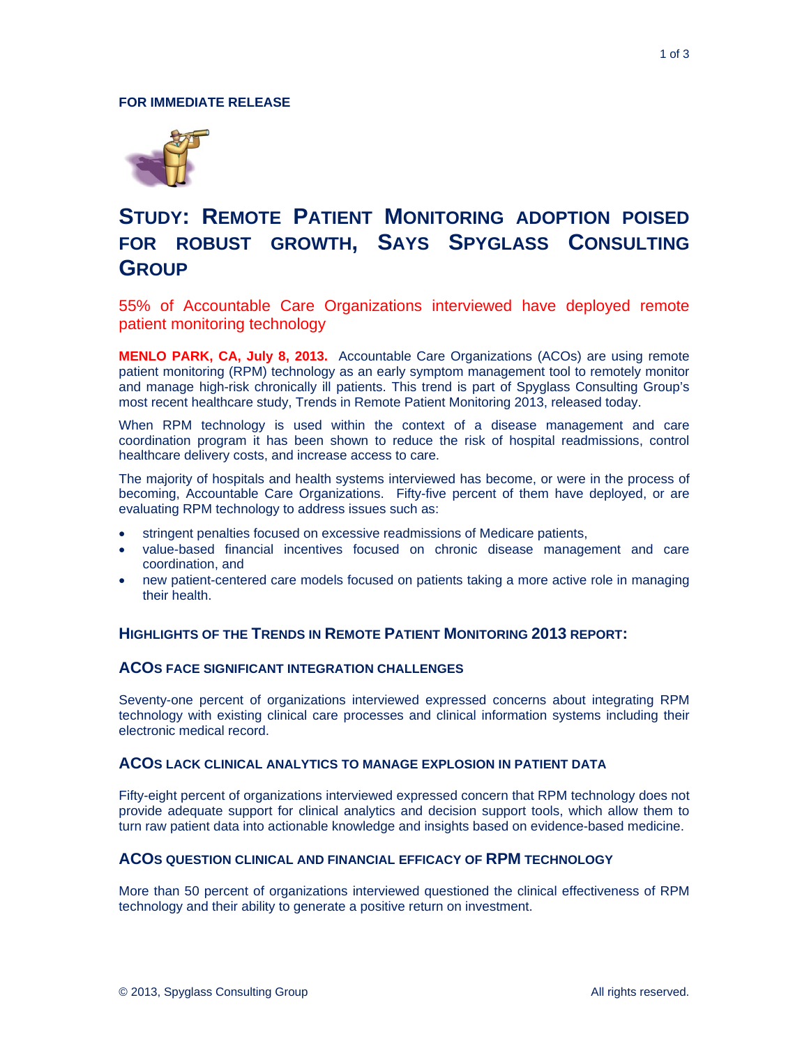**FOR IMMEDIATE RELEASE**

# STUDY: REMOTE PATIENT MONITORING ADOPTION POISED FOR ROBUST GROWTH, SAYS SPYGLASS CONSULTING GROUP

## 55% of Accountable Care Organizations interviewed have deployed remote patient monitoring technology

**MENLO PARK, CA, July 8, 2013.** Accountable Care Organizations (ACOs) are using remote patient monitoring (RPM) technology as an early symptom management tool to remotely monitor and manage high-risk chronically ill patients. This trend is part of Spyglass Consulting Group's most recent healthcare study, Trends in Remote Patient Monitoring 2013, released today.

When RPM technology is used within the context of a disease management and care coordination program it has been shown to reduce the risk of hospital readmissions, control healthcare delivery costs, and increase access to care.

The majority of hospitals and health systems interviewed has become, or were in the process of becoming, Accountable Care Organizations. Fifty-five percent of them have deployed, or are evaluating RPM technology to address issues such as:

- stringent penalties focused on excessive readmissions of Medicare patients,
- value-based financial incentives focused on chronic disease management and care coordination, and
- new patient-centered care models focused on patients taking a more active role in managing their health.

## HIGHLIGHTS OF THE TRENDS IN REMOTE PATIENT MONITORING 2013 REPORT:

### ACOS FACE SIGNIFICANT INTEGRATION CHALLENGES

Seventy-one percent of organizations interviewed expressed concerns about integrating RPM technology with existing clinical care processes and clinical information systems including their electronic medical record.

### ACOS LACK CLINICAL ANALYTICS TO MANAGE EXPLOSION IN PATIENT DATA

Fifty-eight percent of organizations interviewed expressed concern that RPM technology does not provide adequate support for clinical analytics and decision support tools, which allow them to turn raw patient data into actionable knowledge and insights based on evidence-based medicine.

### ACOS QUESTION CLINICAL AND FINANCIAL EFFICACY OF RPM TECHNOLOGY

More than 50 percent of organizations interviewed questioned the clinical effectiveness of RPM technology and their ability to generate a positive return on investment.

© 2013, Spyglass Consulting Group All rights reserved.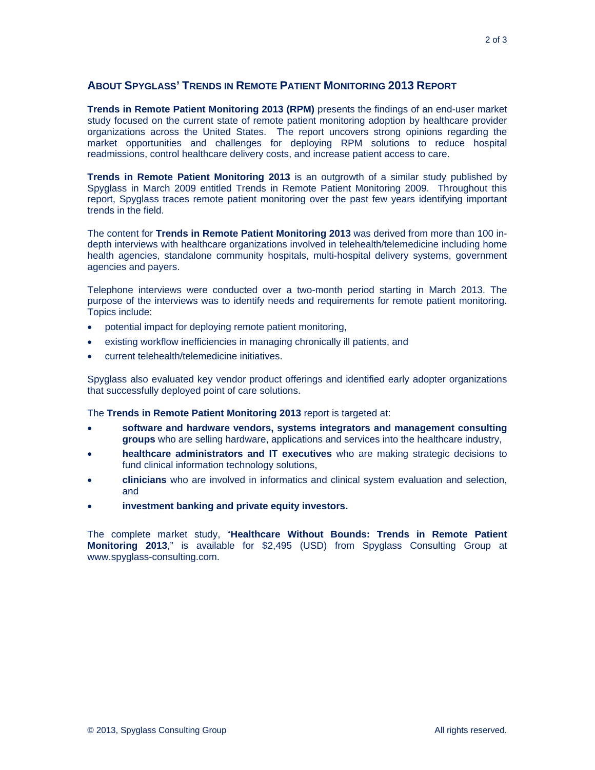## About Spyglass' Trends in Remote Patient Monitoring 2013 Report

**Trends in Remote Patient Monitoring 2013 (RPM)** presents the findings of an end-user market study focused on the current state of remote patient monitoring adoption by healthcare provider organizations across the United States. The report uncovers strong opinions regarding the market opportunities and challenges for deploying RPM solutions to reduce hospital readmissions, control healthcare delivery costs, and increase patient access to care.

**Trends in Remote Patient Monitoring 2013** is an outgrowth of a similar study published by Spyglass in March 2009 entitled Trends in Remote Patient Monitoring 2009. Throughout this report, Spyglass traces remote patient monitoring over the past few years identifying important trends in the field.

The content for **Trends in Remote Patient Monitoring 2013** was derived from more than 100 in-depth interviews with healthcare organizations involved in telehealth/telemedicine including home health agencies, standalone community hospitals, multi-hospital delivery systems, government agencies and payers.

Telephone interviews were conducted over a two-month period starting in March 2013. The purpose of the interviews was to identify needs and requirements for remote patient monitoring. Topics include:

- potential impact for deploying remote patient monitoring,
- existing workflow inefficiencies in managing chronically ill patients, and
- current telehealth/telemedicine initiatives.

Spyglass also evaluated key vendor product offerings and identified early adopter organizations that successfully deployed point of care solutions.

The **Trends in Remote Patient Monitoring 2013** report is targeted at:

- **software and hardware vendors, systems integrators and management consulting groups** who are selling hardware, applications and services into the healthcare industry,
- **healthcare administrators and IT executives** who are making strategic decisions to fund clinical information technology solutions,
- **clinicians** who are involved in informatics and clinical system evaluation and selection, and
- **investment banking and private equity investors.**

The complete market study, "**Healthcare Without Bounds: Trends in Remote Patient Monitoring 2013**," is available for $2,495 (USD) from Spyglass Consulting Group at www.spyglass-consulting.com.

© 2013, Spyglass Consulting Group All rights reserved.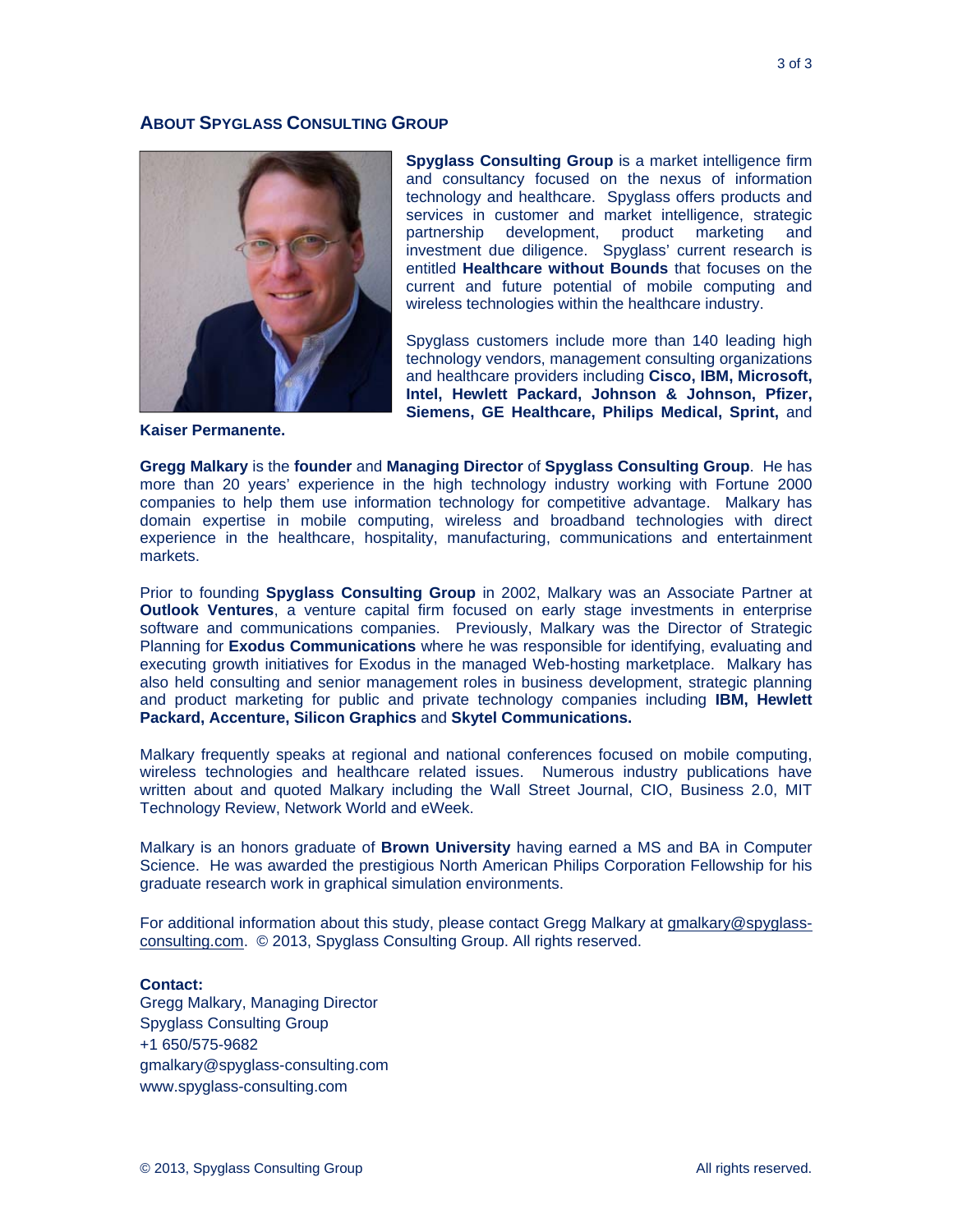## ABOUT SPYGLASS CONSULTING GROUP

**Spyglass Consulting Group** is a market intelligence firm and consultancy focused on the nexus of information technology and healthcare. Spyglass offers products and services in customer and market intelligence, strategic partnership development, product marketing and investment due diligence. Spyglass' current research is entitled **Healthcare without Bounds** that focuses on the current and future potential of mobile computing and wireless technologies within the healthcare industry.

Spyglass customers include more than 140 leading high technology vendors, management consulting organizations and healthcare providers including **Cisco, IBM, Microsoft, Intel, Hewlett Packard, Johnson & Johnson, Pfizer, Siemens, GE Healthcare, Philips Medical, Sprint,** and **Kaiser Permanente.**

**Gregg Malkary** is the **founder** and **Managing Director** of **Spyglass Consulting Group**. He has more than 20 years' experience in the high technology industry working with Fortune 2000 companies to help them use information technology for competitive advantage. Malkary has domain expertise in mobile computing, wireless and broadband technologies with direct experience in the healthcare, hospitality, manufacturing, communications and entertainment markets.

Prior to founding **Spyglass Consulting Group** in 2002, Malkary was an Associate Partner at **Outlook Ventures**, a venture capital firm focused on early stage investments in enterprise software and communications companies. Previously, Malkary was the Director of Strategic Planning for **Exodus Communications** where he was responsible for identifying, evaluating and executing growth initiatives for Exodus in the managed Web-hosting marketplace. Malkary has also held consulting and senior management roles in business development, strategic planning and product marketing for public and private technology companies including **IBM, Hewlett Packard, Accenture, Silicon Graphics** and **Skytel Communications.**

Malkary frequently speaks at regional and national conferences focused on mobile computing, wireless technologies and healthcare related issues. Numerous industry publications have written about and quoted Malkary including the Wall Street Journal, CIO, Business 2.0, MIT Technology Review, Network World and eWeek.

Malkary is an honors graduate of **Brown University** having earned a MS and BA in Computer Science. He was awarded the prestigious North American Philips Corporation Fellowship for his graduate research work in graphical simulation environments.

For additional information about this study, please contact Gregg Malkary at gmalkary@spyglass-consulting.com. © 2013, Spyglass Consulting Group. All rights reserved.

**Contact:**
Gregg Malkary, Managing Director
Spyglass Consulting Group
+1 650/575-9682
gmalkary@spyglass-consulting.com
www.spyglass-consulting.com